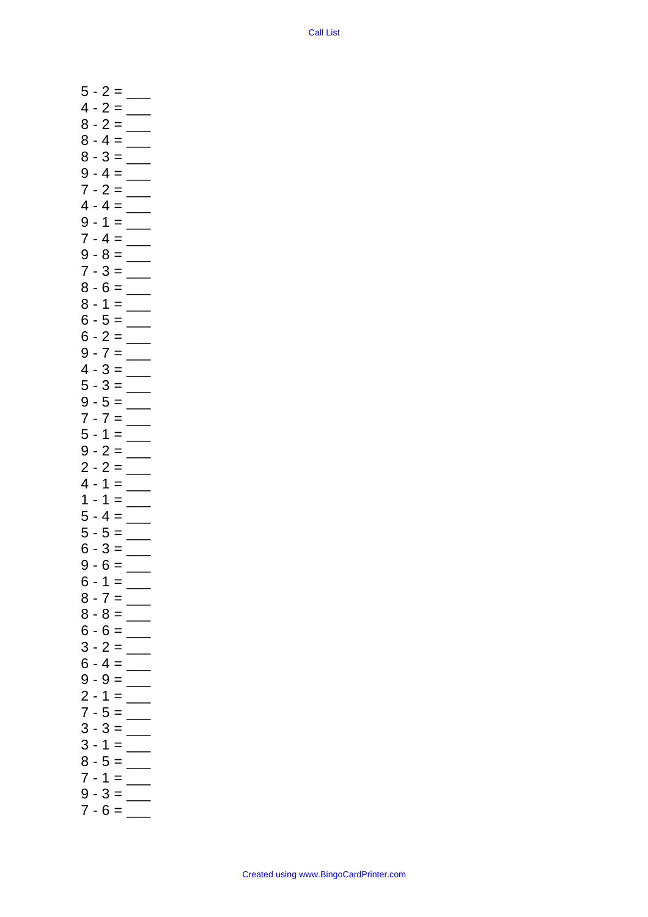Call List

5 - 2 = ___
4 - 2 = ___
8 - 2 = ___
8 - 4 = ___
8 - 3 = ___
9 - 4 = ___
7 - 2 = ___
4 - 4 = ___
9 - 1 = ___
7 - 4 = ___
9 - 8 = ___
7 - 3 = ___
8 - 6 = ___
8 - 1 = ___
6 - 5 = ___
6 - 2 = ___
9 - 7 = ___
4 - 3 = ___
5 - 3 = ___
9 - 5 = ___
7 - 7 = ___
5 - 1 = ___
9 - 2 = ___
2 - 2 = ___
4 - 1 = ___
1 - 1 = ___
5 - 4 = ___
5 - 5 = ___
6 - 3 = ___
9 - 6 = ___
6 - 1 = ___
8 - 7 = ___
8 - 8 = ___
6 - 6 = ___
3 - 2 = ___
6 - 4 = ___
9 - 9 = ___
2 - 1 = ___
7 - 5 = ___
3 - 3 = ___
3 - 1 = ___
8 - 5 = ___
7 - 1 = ___
9 - 3 = ___
7 - 6 = ___

Created using www.BingoCardPrinter.com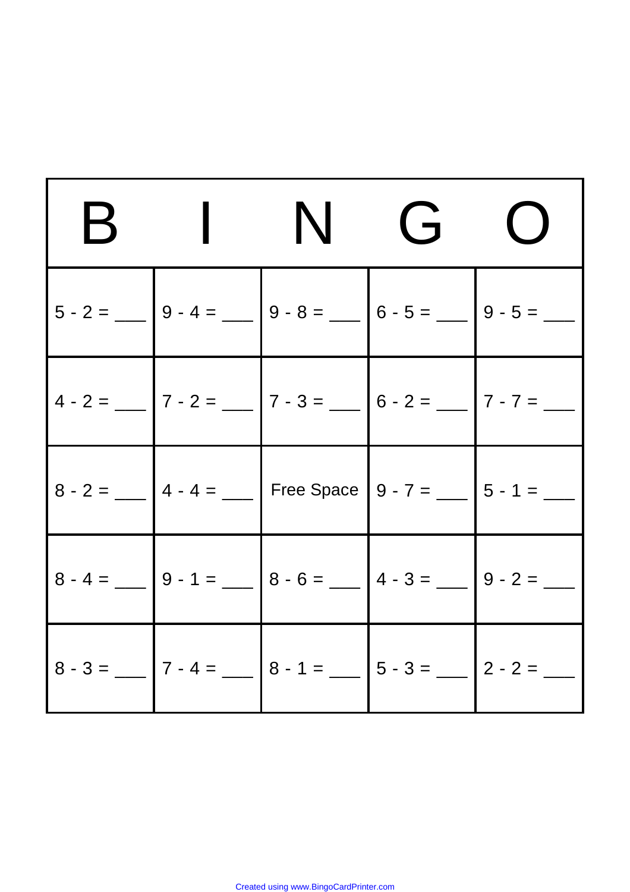| B | I | N | G | O |
|---|---|---|---|---|
| 5 - 2 = ___ | 9 - 4 = ___ | 9 - 8 = ___ | 6 - 5 = ___ | 9 - 5 = ___ |
| 4 - 2 = ___ | 7 - 2 = ___ | 7 - 3 = ___ | 6 - 2 = ___ | 7 - 7 = ___ |
| 8 - 2 = ___ | 4 - 4 = ___ | Free Space | 9 - 7 = ___ | 5 - 1 = ___ |
| 8 - 4 = ___ | 9 - 1 = ___ | 8 - 6 = ___ | 4 - 3 = ___ | 9 - 2 = ___ |
| 8 - 3 = ___ | 7 - 4 = ___ | 8 - 1 = ___ | 5 - 3 = ___ | 2 - 2 = ___ |

Created using www.BingoCardPrinter.com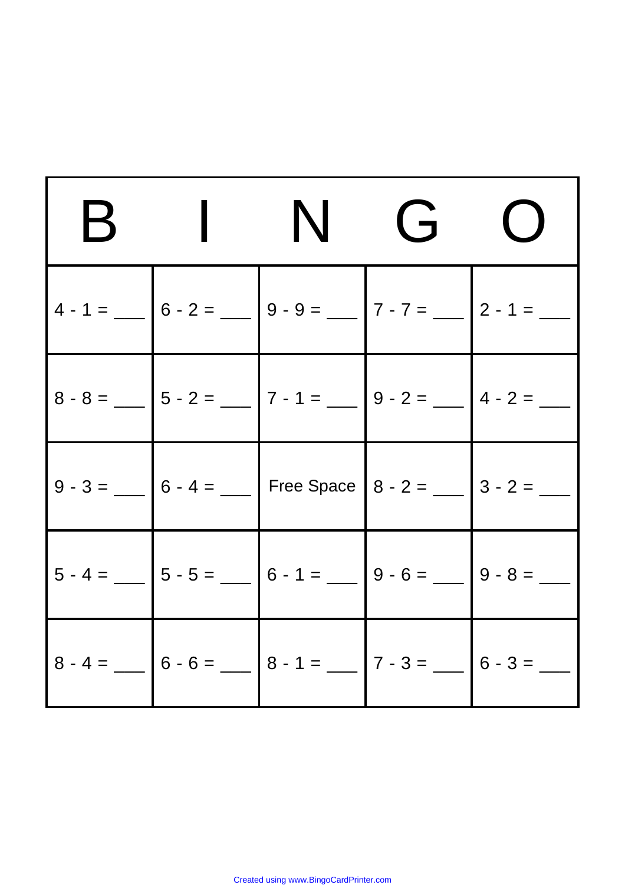| B | I | N | G | O |
| --- | --- | --- | --- | --- |
| 4 - 1 = ___ | 6 - 2 = ___ | 9 - 9 = ___ | 7 - 7 = ___ | 2 - 1 = ___ |
| 8 - 8 = ___ | 5 - 2 = ___ | 7 - 1 = ___ | 9 - 2 = ___ | 4 - 2 = ___ |
| 9 - 3 = ___ | 6 - 4 = ___ | Free Space | 8 - 2 = ___ | 3 - 2 = ___ |
| 5 - 4 = ___ | 5 - 5 = ___ | 6 - 1 = ___ | 9 - 6 = ___ | 9 - 8 = ___ |
| 8 - 4 = ___ | 6 - 6 = ___ | 8 - 1 = ___ | 7 - 3 = ___ | 6 - 3 = ___ |

Created using www.BingoCardPrinter.com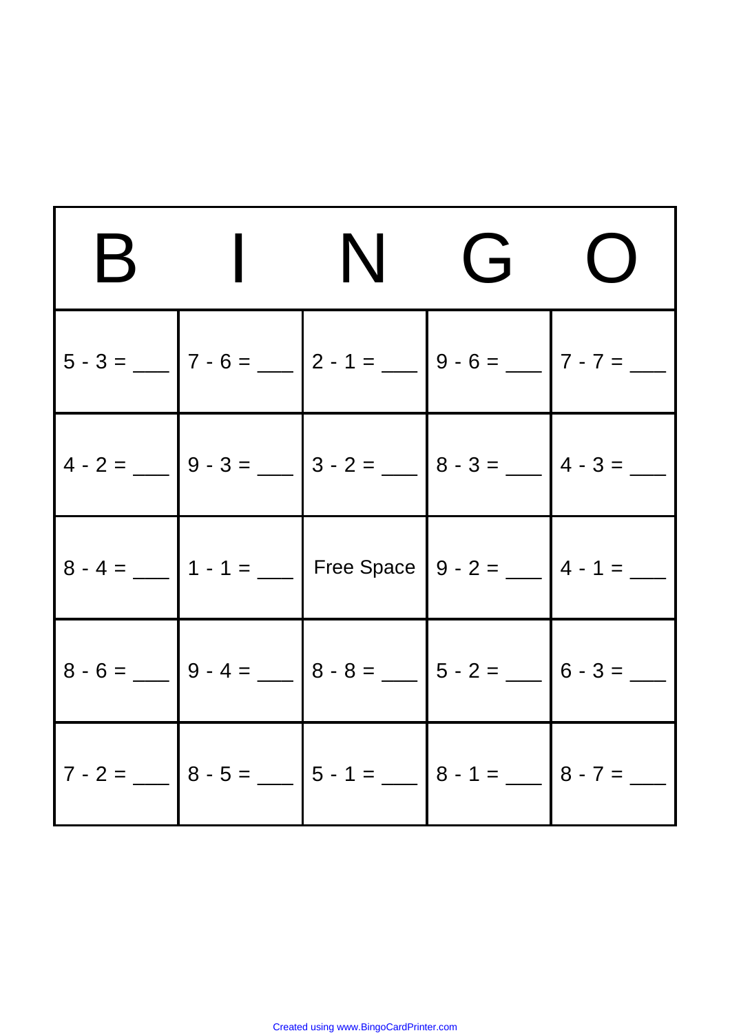| B | I | N | G | O |
| --- | --- | --- | --- | --- |
| 5 - 3 = ___ | 7 - 6 = ___ | 2 - 1 = ___ | 9 - 6 = ___ | 7 - 7 = ___ |
| 4 - 2 = ___ | 9 - 3 = ___ | 3 - 2 = ___ | 8 - 3 = ___ | 4 - 3 = ___ |
| 8 - 4 = ___ | 1 - 1 = ___ | Free Space | 9 - 2 = ___ | 4 - 1 = ___ |
| 8 - 6 = ___ | 9 - 4 = ___ | 8 - 8 = ___ | 5 - 2 = ___ | 6 - 3 = ___ |
| 7 - 2 = ___ | 8 - 5 = ___ | 5 - 1 = ___ | 8 - 1 = ___ | 8 - 7 = ___ |

Created using www.BingoCardPrinter.com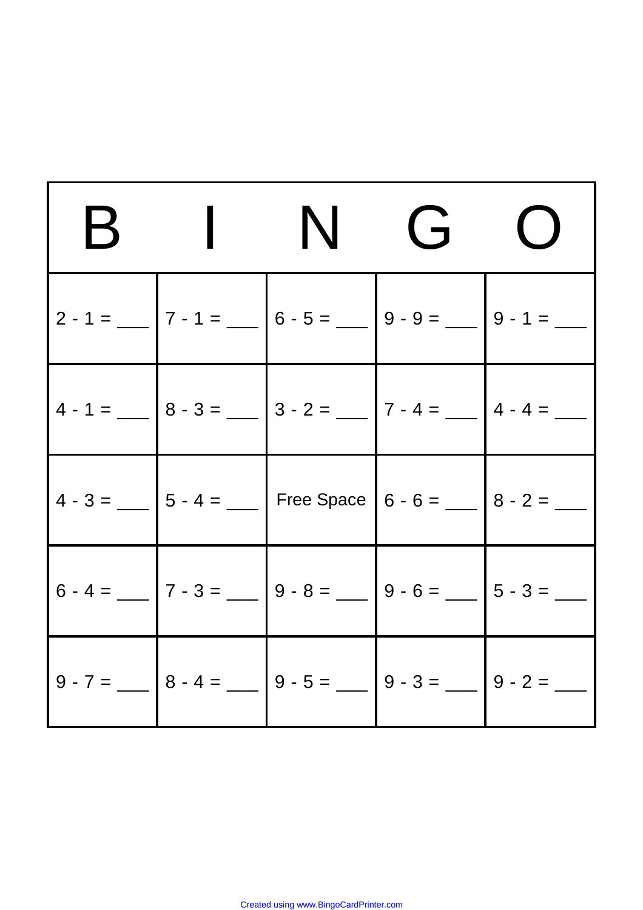| B | I | N | G | O |
|---|---|---|---|---|
| 2 - 1 = ___ | 7 - 1 = ___ | 6 - 5 = ___ | 9 - 9 = ___ | 9 - 1 = ___ |
| 4 - 1 = ___ | 8 - 3 = ___ | 3 - 2 = ___ | 7 - 4 = ___ | 4 - 4 = ___ |
| 4 - 3 = ___ | 5 - 4 = ___ | Free Space | 6 - 6 = ___ | 8 - 2 = ___ |
| 6 - 4 = ___ | 7 - 3 = ___ | 9 - 8 = ___ | 9 - 6 = ___ | 5 - 3 = ___ |
| 9 - 7 = ___ | 8 - 4 = ___ | 9 - 5 = ___ | 9 - 3 = ___ | 9 - 2 = ___ |

Created using www.BingoCardPrinter.com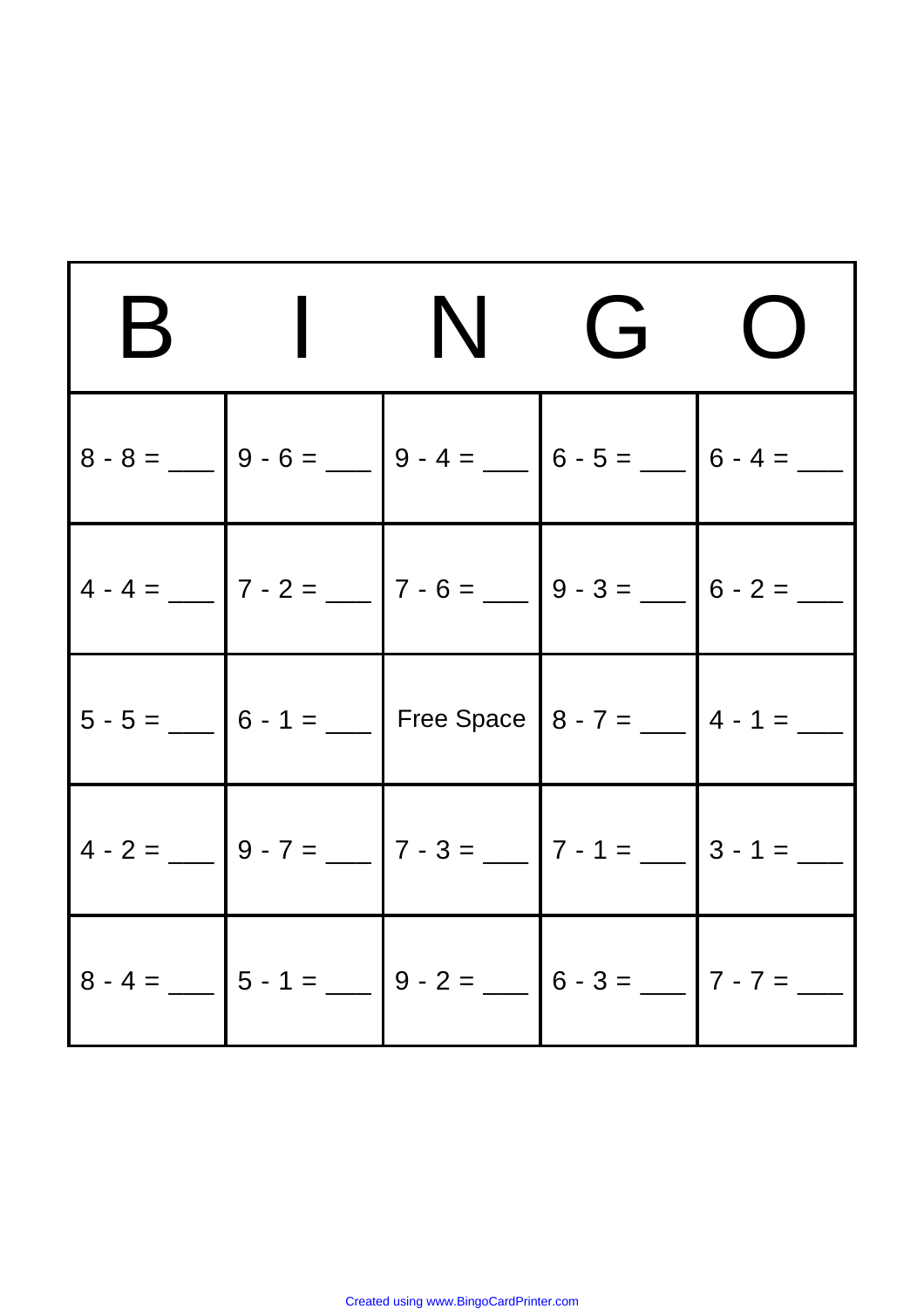| B | I | N | G | O |
| --- | --- | --- | --- | --- |
| 8 - 8 = ___ | 9 - 6 = ___ | 9 - 4 = ___ | 6 - 5 = ___ | 6 - 4 = ___ |
| 4 - 4 = ___ | 7 - 2 = ___ | 7 - 6 = ___ | 9 - 3 = ___ | 6 - 2 = ___ |
| 5 - 5 = ___ | 6 - 1 = ___ | Free Space | 8 - 7 = ___ | 4 - 1 = ___ |
| 4 - 2 = ___ | 9 - 7 = ___ | 7 - 3 = ___ | 7 - 1 = ___ | 3 - 1 = ___ |
| 8 - 4 = ___ | 5 - 1 = ___ | 9 - 2 = ___ | 6 - 3 = ___ | 7 - 7 = ___ |

Created using www.BingoCardPrinter.com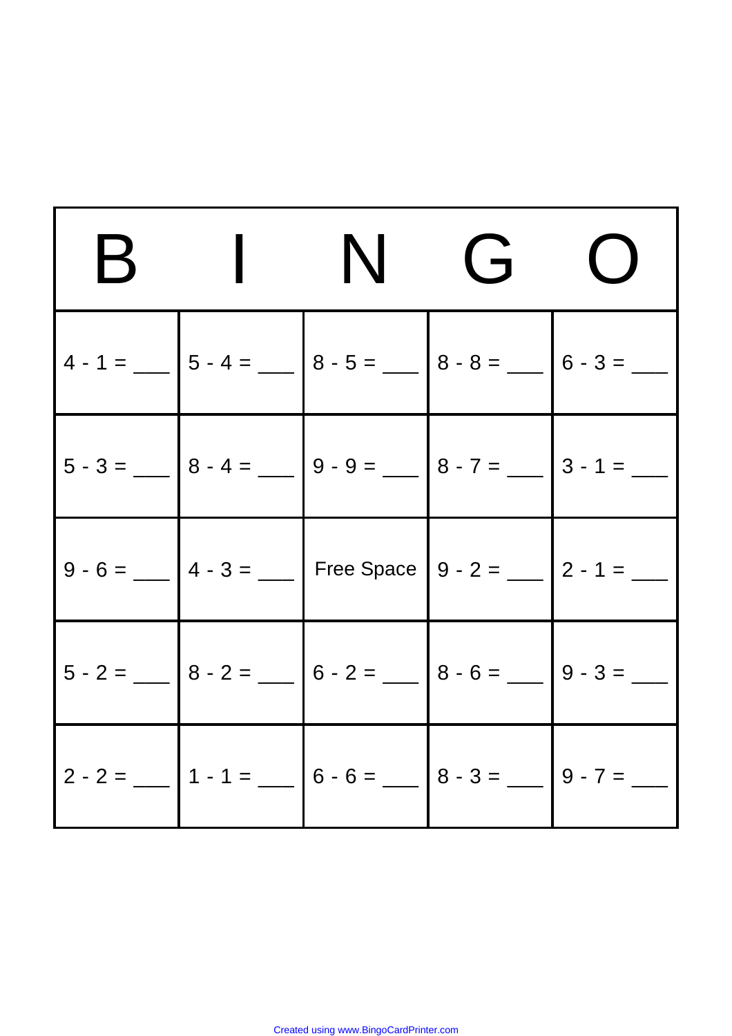| B | I | N | G | O |
|---|---|---|---|---|
| 4 - 1 = ___ | 5 - 4 = ___ | 8 - 5 = ___ | 8 - 8 = ___ | 6 - 3 = ___ |
| 5 - 3 = ___ | 8 - 4 = ___ | 9 - 9 = ___ | 8 - 7 = ___ | 3 - 1 = ___ |
| 9 - 6 = ___ | 4 - 3 = ___ | Free Space | 9 - 2 = ___ | 2 - 1 = ___ |
| 5 - 2 = ___ | 8 - 2 = ___ | 6 - 2 = ___ | 8 - 6 = ___ | 9 - 3 = ___ |
| 2 - 2 = ___ | 1 - 1 = ___ | 6 - 6 = ___ | 8 - 3 = ___ | 9 - 7 = ___ |

Created using www.BingoCardPrinter.com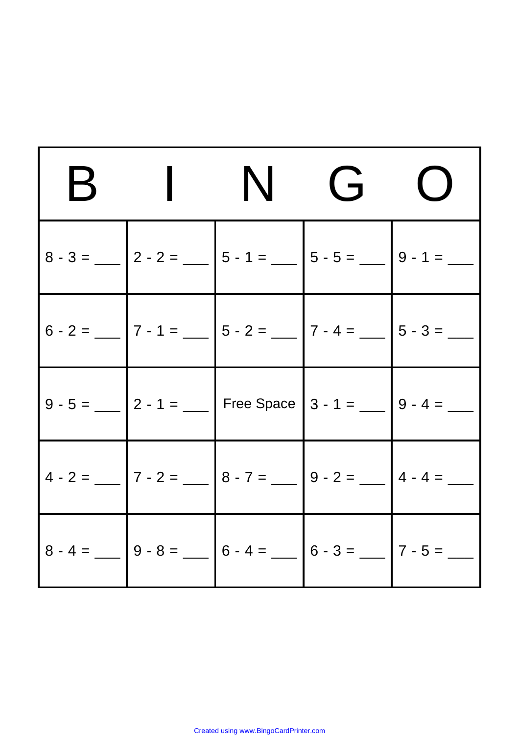| B | I | N | G | O |
|---|---|---|---|---|
| 8 - 3 = ___ | 2 - 2 = ___ | 5 - 1 = ___ | 5 - 5 = ___ | 9 - 1 = ___ |
| 6 - 2 = ___ | 7 - 1 = ___ | 5 - 2 = ___ | 7 - 4 = ___ | 5 - 3 = ___ |
| 9 - 5 = ___ | 2 - 1 = ___ | Free Space | 3 - 1 = ___ | 9 - 4 = ___ |
| 4 - 2 = ___ | 7 - 2 = ___ | 8 - 7 = ___ | 9 - 2 = ___ | 4 - 4 = ___ |
| 8 - 4 = ___ | 9 - 8 = ___ | 6 - 4 = ___ | 6 - 3 = ___ | 7 - 5 = ___ |

Created using www.BingoCardPrinter.com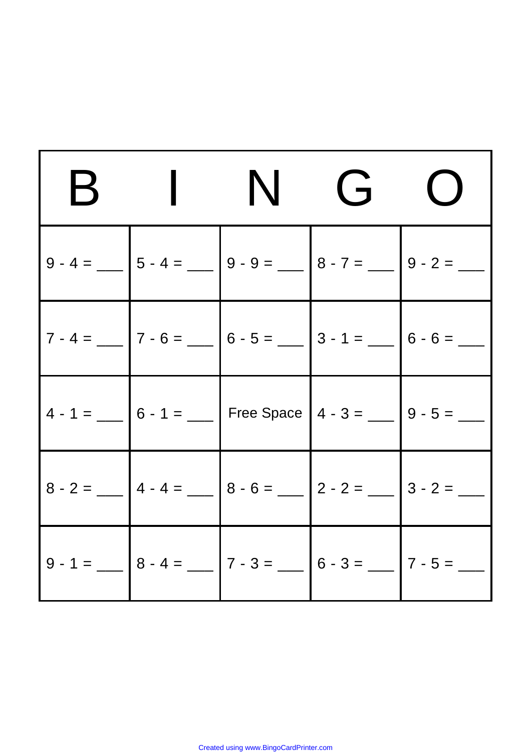| B | I | N | G | O |
|---|---|---|---|---|
| 9 - 4 = ___ | 5 - 4 = ___ | 9 - 9 = ___ | 8 - 7 = ___ | 9 - 2 = ___ |
| 7 - 4 = ___ | 7 - 6 = ___ | 6 - 5 = ___ | 3 - 1 = ___ | 6 - 6 = ___ |
| 4 - 1 = ___ | 6 - 1 = ___ | Free Space | 4 - 3 = ___ | 9 - 5 = ___ |
| 8 - 2 = ___ | 4 - 4 = ___ | 8 - 6 = ___ | 2 - 2 = ___ | 3 - 2 = ___ |
| 9 - 1 = ___ | 8 - 4 = ___ | 7 - 3 = ___ | 6 - 3 = ___ | 7 - 5 = ___ |

Created using www.BingoCardPrinter.com